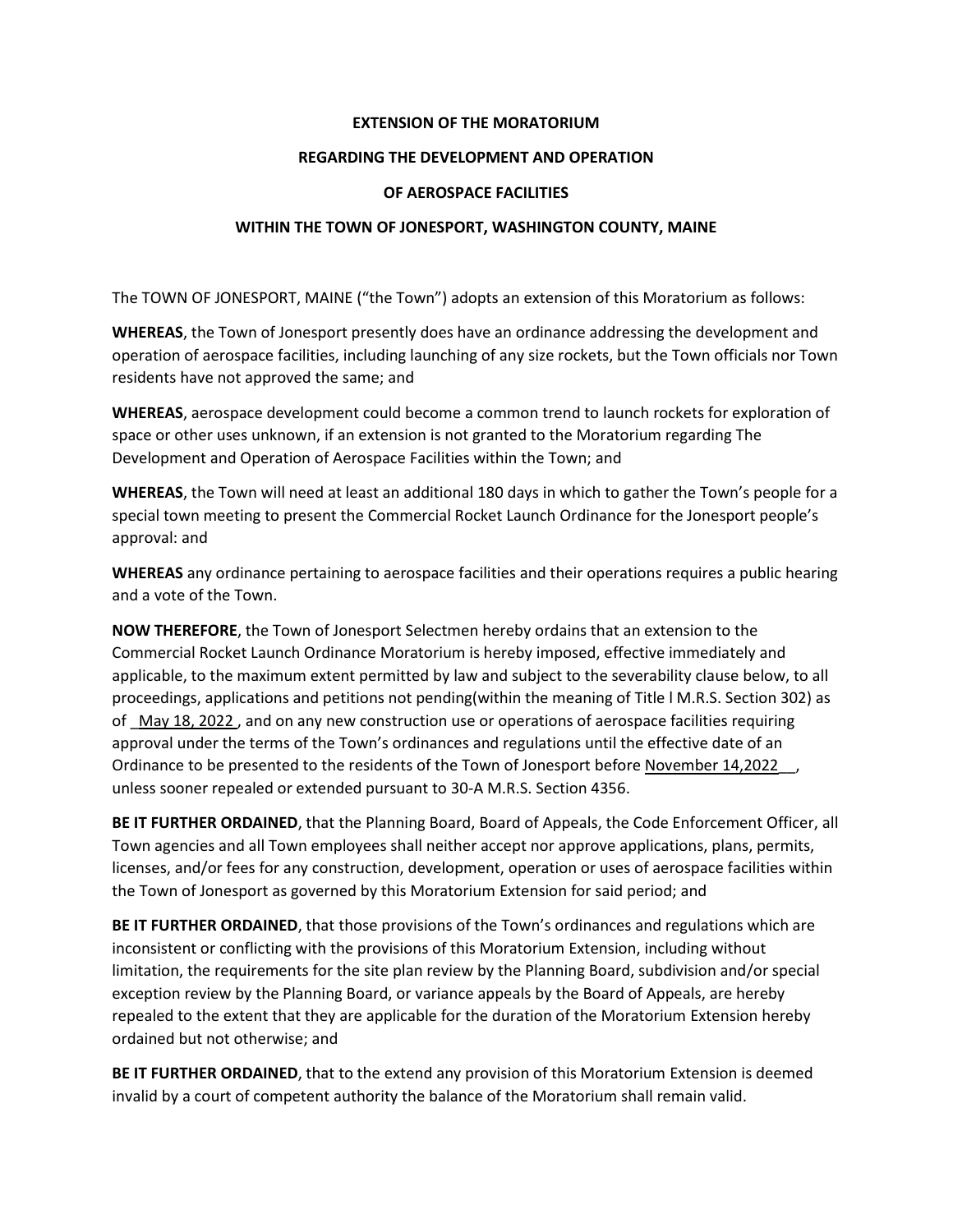# EXTENSION OF THE MORATORIUM

# REGARDING THE DEVELOPMENT AND OPERATION

# OF AEROSPACE FACILITIES

# WITHIN THE TOWN OF JONESPORT, WASHINGTON COUNTY, MAINE

The TOWN OF JONESPORT, MAINE ("the Town") adopts an extension of this Moratorium as follows:

**WHEREAS**, the Town of Jonesport presently does have an ordinance addressing the development and operation of aerospace facilities, including launching of any size rockets, but the Town officials nor Town residents have not approved the same; and

**WHEREAS**, aerospace development could become a common trend to launch rockets for exploration of space or other uses unknown, if an extension is not granted to the Moratorium regarding The Development and Operation of Aerospace Facilities within the Town; and

**WHEREAS**, the Town will need at least an additional 180 days in which to gather the Town's people for a special town meeting to present the Commercial Rocket Launch Ordinance for the Jonesport people's approval: and

**WHEREAS** any ordinance pertaining to aerospace facilities and their operations requires a public hearing and a vote of the Town.

**NOW THEREFORE**, the Town of Jonesport Selectmen hereby ordains that an extension to the Commercial Rocket Launch Ordinance Moratorium is hereby imposed, effective immediately and applicable, to the maximum extent permitted by law and subject to the severability clause below, to all proceedings, applications and petitions not pending(within the meaning of Title l M.R.S. Section 302) as of _May 18, 2022_, and on any new construction use or operations of aerospace facilities requiring approval under the terms of the Town's ordinances and regulations until the effective date of an Ordinance to be presented to the residents of the Town of Jonesport before November 14,2022__, unless sooner repealed or extended pursuant to 30-A M.R.S. Section 4356.

**BE IT FURTHER ORDAINED**, that the Planning Board, Board of Appeals, the Code Enforcement Officer, all Town agencies and all Town employees shall neither accept nor approve applications, plans, permits, licenses, and/or fees for any construction, development, operation or uses of aerospace facilities within the Town of Jonesport as governed by this Moratorium Extension for said period; and

**BE IT FURTHER ORDAINED**, that those provisions of the Town's ordinances and regulations which are inconsistent or conflicting with the provisions of this Moratorium Extension, including without limitation, the requirements for the site plan review by the Planning Board, subdivision and/or special exception review by the Planning Board, or variance appeals by the Board of Appeals, are hereby repealed to the extent that they are applicable for the duration of the Moratorium Extension hereby ordained but not otherwise; and

**BE IT FURTHER ORDAINED**, that to the extend any provision of this Moratorium Extension is deemed invalid by a court of competent authority the balance of the Moratorium shall remain valid.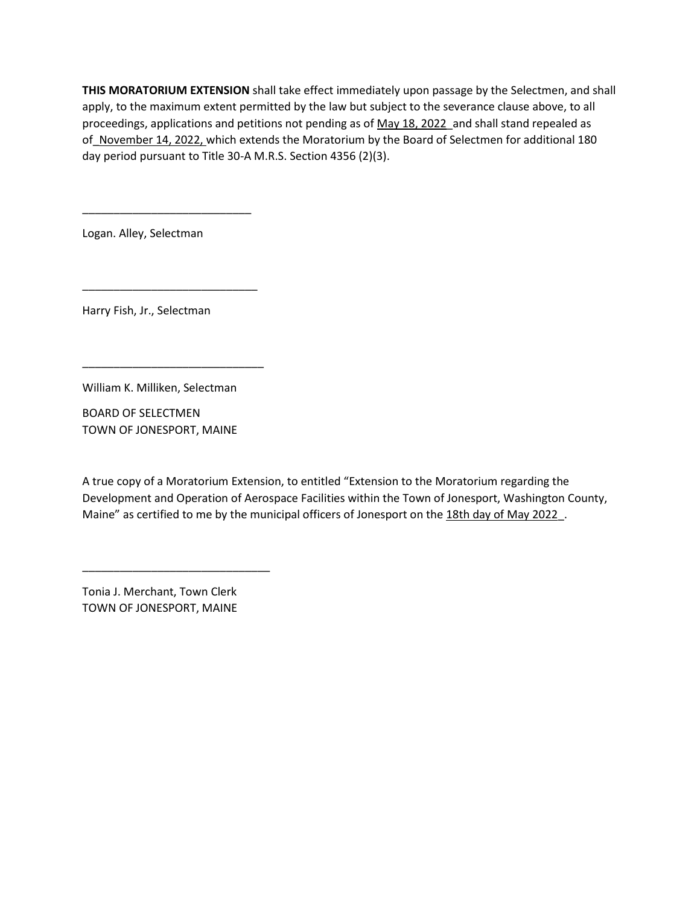**THIS MORATORIUM EXTENSION** shall take effect immediately upon passage by the Selectmen, and shall apply, to the maximum extent permitted by the law but subject to the severance clause above, to all proceedings, applications and petitions not pending as of May 18, 2022 and shall stand repealed as of November 14, 2022, which extends the Moratorium by the Board of Selectmen for additional 180 day period pursuant to Title 30-A M.R.S. Section 4356 (2)(3).

___________________________

Logan. Alley, Selectman

____________________________

Harry Fish, Jr., Selectman

_____________________________

William K. Milliken, Selectman

BOARD OF SELECTMEN
TOWN OF JONESPORT, MAINE

A true copy of a Moratorium Extension, to entitled "Extension to the Moratorium regarding the Development and Operation of Aerospace Facilities within the Town of Jonesport, Washington County, Maine" as certified to me by the municipal officers of Jonesport on the 18th day of May 2022.

______________________________

Tonia J. Merchant, Town Clerk
TOWN OF JONESPORT, MAINE